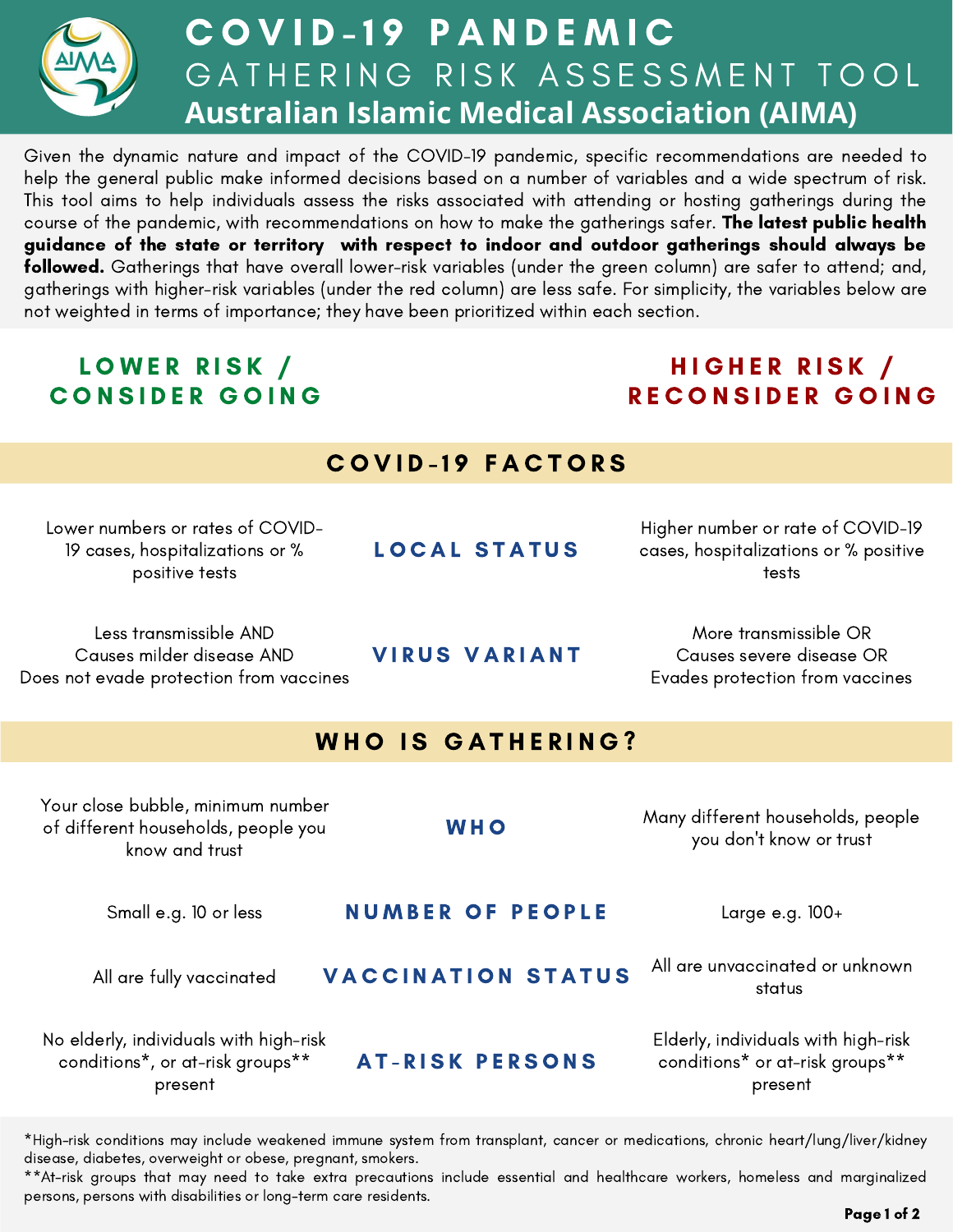# COVID-19 PANDEMIC

## GATHERING RISK ASSESSMENT TOOL

## Australian Islamic Medical Association (AIMA)

Given the dynamic nature and impact of the COVID-19 pandemic, specific recommendations are needed to help the general public make informed decisions based on a number of variables and a wide spectrum of risk. This tool aims to help individuals assess the risks associated with attending or hosting gatherings during the course of the pandemic, with recommendations on how to make the gatherings safer. **The latest public health guidance of the state or territory with respect to indoor and outdoor gatherings should always be followed.** Gatherings that have overall lower-risk variables (under the green column) are safer to attend; and, gatherings with higher-risk variables (under the red column) are less safe. For simplicity, the variables below are not weighted in terms of importance; they have been prioritized within each section.

| LOWER RISK / CONSIDER GOING | | HIGHER RISK / RECONSIDER GOING |
|---|---|---|
| | **COVID-19 FACTORS** | |
| Lower numbers or rates of COVID-19 cases, hospitalizations or % positive tests | **LOCAL STATUS** | Higher number or rate of COVID-19 cases, hospitalizations or % positive tests |
| Less transmissible AND Causes milder disease AND Does not evade protection from vaccines | **VIRUS VARIANT** | More transmissible OR Causes severe disease OR Evades protection from vaccines |
| | **WHO IS GATHERING?** | |
| Your close bubble, minimum number of different households, people you know and trust | **WHO** | Many different households, people you don't know or trust |
| Small e.g. 10 or less | **NUMBER OF PEOPLE** | Large e.g. 100+ |
| All are fully vaccinated | **VACCINATION STATUS** | All are unvaccinated or unknown status |
| No elderly, individuals with high-risk conditions*, or at-risk groups** present | **AT-RISK PERSONS** | Elderly, individuals with high-risk conditions* or at-risk groups** present |

*High-risk conditions may include weakened immune system from transplant, cancer or medications, chronic heart/lung/liver/kidney disease, diabetes, overweight or obese, pregnant, smokers.

**At-risk groups that may need to take extra precautions include essential and healthcare workers, homeless and marginalized persons, persons with disabilities or long-term care residents.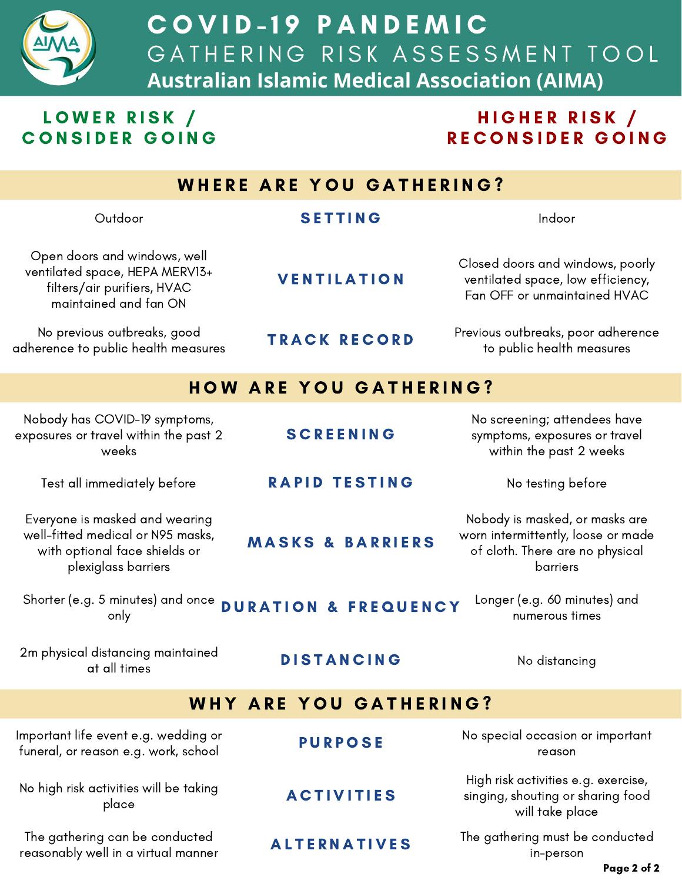# COVID-19 PANDEMIC
## GATHERING RISK ASSESSMENT TOOL
## Australian Islamic Medical Association (AIMA)

| LOWER RISK / CONSIDER GOING | | HIGHER RISK / RECONSIDER GOING |
|---|---|---|
| **WHERE ARE YOU GATHERING?** | | |
| Outdoor | **SETTING** | Indoor |
| Open doors and windows, well ventilated space, HEPA MERV13+ filters/air purifiers, HVAC maintained and fan ON | **VENTILATION** | Closed doors and windows, poorly ventilated space, low efficiency, Fan OFF or unmaintained HVAC |
| No previous outbreaks, good adherence to public health measures | **TRACK RECORD** | Previous outbreaks, poor adherence to public health measures |
| **HOW ARE YOU GATHERING?** | | |
| Nobody has COVID-19 symptoms, exposures or travel within the past 2 weeks | **SCREENING** | No screening; attendees have symptoms, exposures or travel within the past 2 weeks |
| Test all immediately before | **RAPID TESTING** | No testing before |
| Everyone is masked and wearing well-fitted medical or N95 masks, with optional face shields or plexiglass barriers | **MASKS & BARRIERS** | Nobody is masked, or masks are worn intermittently, loose or made of cloth. There are no physical barriers |
| Shorter (e.g. 5 minutes) and once only | **DURATION & FREQUENCY** | Longer (e.g. 60 minutes) and numerous times |
| 2m physical distancing maintained at all times | **DISTANCING** | No distancing |
| **WHY ARE YOU GATHERING?** | | |
| Important life event e.g. wedding or funeral, or reason e.g. work, school | **PURPOSE** | No special occasion or important reason |
| No high risk activities will be taking place | **ACTIVITIES** | High risk activities e.g. exercise, singing, shouting or sharing food will take place |
| The gathering can be conducted reasonably well in a virtual manner | **ALTERNATIVES** | The gathering must be conducted in-person |